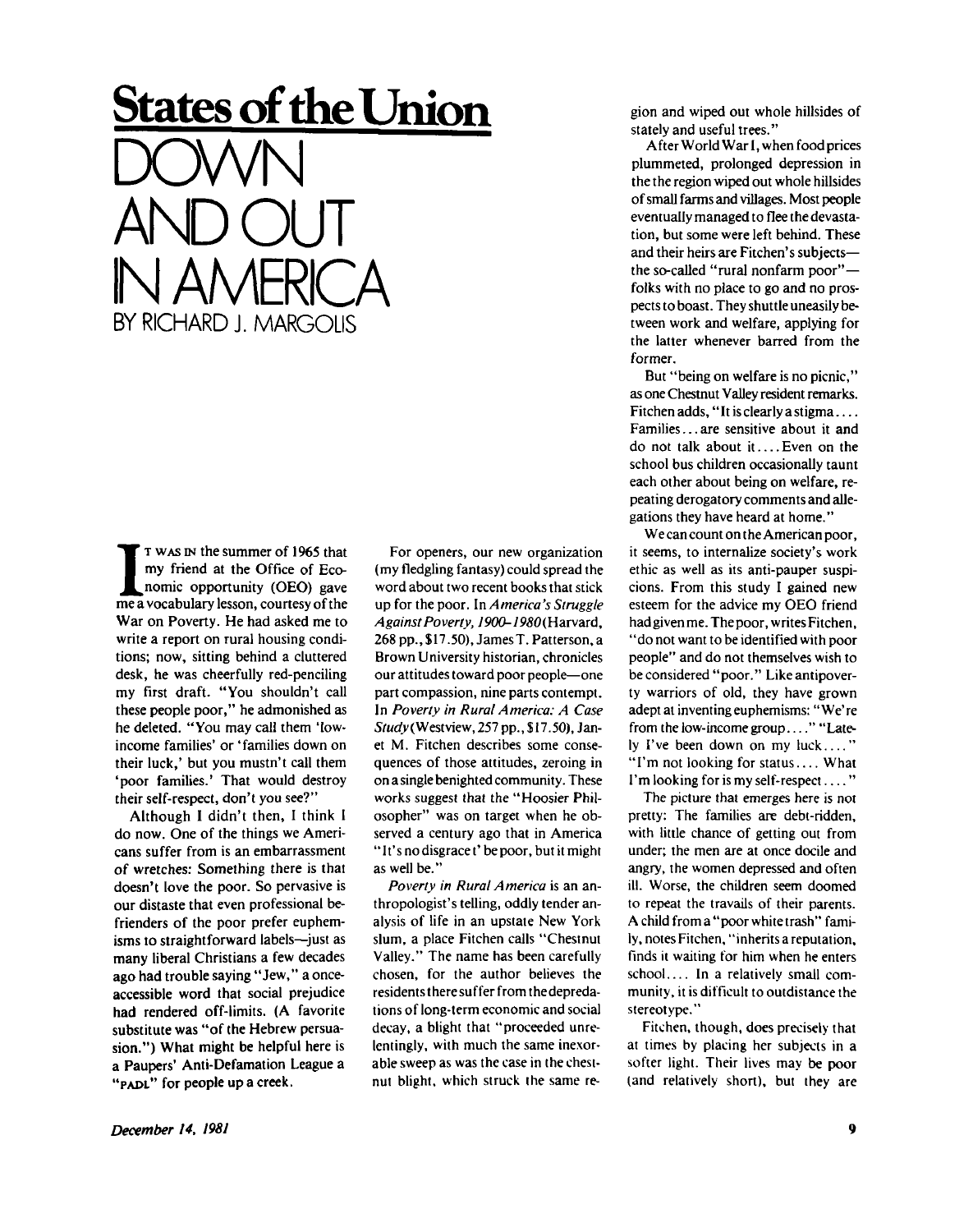# States of the Union

# DOWN AND OUT IN AMERICA

BY RICHARD J. MARGOLIS

IT WAS IN the summer of 1965 that my friend at the Office of Economic Opportunity (OEO) gave me a vocabulary lesson, courtesy of the War on Poverty. He had asked me to write a report on rural housing conditions; now, sitting behind a cluttered desk, he was cheerfully red-penciling my first draft. "You shouldn't call these people poor," he admonished as he deleted. "You may call them 'low-income families' or 'families down on their luck,' but you mustn't call them 'poor families.' That would destroy their self-respect, don't you see?"

Although I didn't then, I think I do now. One of the things we Americans suffer from is an embarrassment of wretches: Something there is that doesn't love the poor. So pervasive is our distaste that even professional befrienders of the poor prefer euphemisms to straightforward labels—just as many liberal Christians a few decades ago had trouble saying "Jew," a once-accessible word that social prejudice had rendered off-limits. (A favorite substitute was "of the Hebrew persuasion.") What might be helpful here is a Paupers' Anti-Defamation League a "PADL" for people up a creek.

For openers, our new organization (my fledgling fantasy) could spread the word about two recent books that stick up for the poor. In *America's Struggle Against Poverty, 1900–1980* (Harvard, 268 pp., $17.50), James T. Patterson, a Brown University historian, chronicles our attitudes toward poor people—one part compassion, nine parts contempt. In *Poverty in Rural America: A Case Study* (Westview, 257 pp., $17.50), Janet M. Fitchen describes some consequences of those attitudes, zeroing in on a single benighted community. These works suggest that the "Hoosier Philosopher" was on target when he observed a century ago that in America "It's no disgrace t' be poor, but it might as well be."

*Poverty in Rural America* is an anthropologist's telling, oddly tender analysis of life in an upstate New York slum, a place Fitchen calls "Chestnut Valley." The name has been carefully chosen, for the author believes the residents there suffer from the depredations of long-term economic and social decay, a blight that "proceeded unrelentingly, with much the same inexorable sweep as was the case in the chestnut blight, which struck the same region and wiped out whole hillsides of stately and useful trees."

After World War I, when food prices plummeted, prolonged depression in the the region wiped out whole hillsides of small farms and villages. Most people eventually managed to flee the devastation, but some were left behind. These and their heirs are Fitchen's subjects—the so-called "rural nonfarm poor"—folks with no place to go and no prospects to boast. They shuttle uneasily between work and welfare, applying for the latter whenever barred from the former.

But "being on welfare is no picnic," as one Chestnut Valley resident remarks. Fitchen adds, "It is clearly a stigma.... Families... are sensitive about it and do not talk about it.... Even on the school bus children occasionally taunt each other about being on welfare, repeating derogatory comments and allegations they have heard at home."

We can count on the American poor, it seems, to internalize society's work ethic as well as its anti-pauper suspicions. From this study I gained new esteem for the advice my OEO friend had given me. The poor, writes Fitchen, "do not want to be identified with poor people" and do not themselves wish to be considered "poor." Like antipoverty warriors of old, they have grown adept at inventing euphemisms: "We're from the low-income group...." "Lately I've been down on my luck...." "I'm not looking for status.... What I'm looking for is my self-respect...."

The picture that emerges here is not pretty: The families are debt-ridden, with little chance of getting out from under; the men are at once docile and angry, the women depressed and often ill. Worse, the children seem doomed to repeat the travails of their parents. A child from a "poor white trash" family, notes Fitchen, "inherits a reputation, finds it waiting for him when he enters school.... In a relatively small community, it is difficult to outdistance the stereotype."

Fitchen, though, does precisely that at times by placing her subjects in a softer light. Their lives may be poor (and relatively short), but they are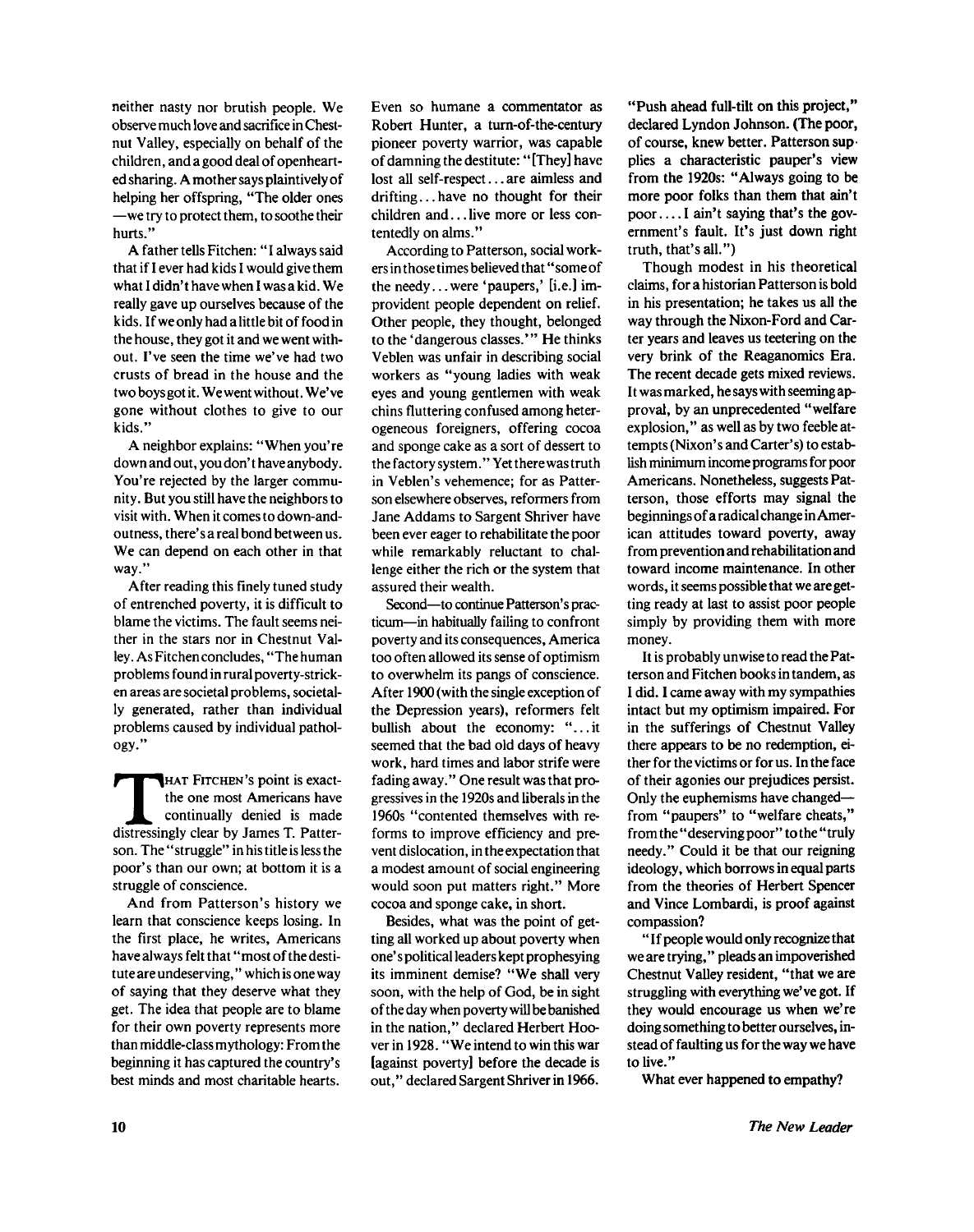neither nasty nor brutish people. We observe much love and sacrifice in Chestnut Valley, especially on behalf of the children, and a good deal of openhearted sharing. A mother says plaintively of helping her offspring, "The older ones —we try to protect them, to soothe their hurts."

A father tells Fitchen: "I always said that if I ever had kids I would give them what I didn't have when I was a kid. We really gave up ourselves because of the kids. If we only had a little bit of food in the house, they got it and we went without. I've seen the time we've had two crusts of bread in the house and the two boys got it. We went without. We've gone without clothes to give to our kids."

A neighbor explains: "When you're down and out, you don't have anybody. You're rejected by the larger community. But you still have the neighbors to visit with. When it comes to down-and-outness, there's a real bond between us. We can depend on each other in that way."

After reading this finely tuned study of entrenched poverty, it is difficult to blame the victims. The fault seems neither in the stars nor in Chestnut Valley. As Fitchen concludes, "The human problems found in rural poverty-stricken areas are societal problems, societally generated, rather than individual problems caused by individual pathology."

THAT FITCHEN'S point is exactly the one most Americans have continually denied is made distressingly clear by James T. Patterson. The "struggle" in his title is less the poor's than our own; at bottom it is a struggle of conscience.

And from Patterson's history we learn that conscience keeps losing. In the first place, he writes, Americans have always felt that "most of the destitute are undeserving," which is one way of saying that they deserve what they get. The idea that people are to blame for their own poverty represents more than middle-class mythology: From the beginning it has captured the country's best minds and most charitable hearts. Even so humane a commentator as Robert Hunter, a turn-of-the-century pioneer poverty warrior, was capable of damning the destitute: "[They] have lost all self-respect . . . are aimless and drifting . . . have no thought for their children and . . . live more or less contentedly on alms."

According to Patterson, social workers in those times believed that "some of the needy . . . were 'paupers,' [i.e.] improvident people dependent on relief. Other people, they thought, belonged to the 'dangerous classes.'" He thinks Veblen was unfair in describing social workers as "young ladies with weak eyes and young gentlemen with weak chins fluttering confused among heterogeneous foreigners, offering cocoa and sponge cake as a sort of dessert to the factory system." Yet there was truth in Veblen's vehemence; for as Patterson elsewhere observes, reformers from Jane Addams to Sargent Shriver have been ever eager to rehabilitate the poor while remarkably reluctant to challenge either the rich or the system that assured their wealth.

Second—to continue Patterson's practicum—in habitually failing to confront poverty and its consequences, America too often allowed its sense of optimism to overwhelm its pangs of conscience. After 1900 (with the single exception of the Depression years), reformers felt bullish about the economy: ". . . it seemed that the bad old days of heavy work, hard times and labor strife were fading away." One result was that progressives in the 1920s and liberals in the 1960s "contented themselves with reforms to improve efficiency and prevent dislocation, in the expectation that a modest amount of social engineering would soon put matters right." More cocoa and sponge cake, in short.

Besides, what was the point of getting all worked up about poverty when one's political leaders kept prophesying its imminent demise? "We shall very soon, with the help of God, be in sight of the day when poverty will be banished in the nation," declared Herbert Hoover in 1928. "We intend to win this war [against poverty] before the decade is out," declared Sargent Shriver in 1966. "Push ahead full-tilt on this project," declared Lyndon Johnson. (The poor, of course, knew better. Patterson supplies a characteristic pauper's view from the 1920s: "Always going to be more poor folks than them that ain't poor. . . . I ain't saying that's the government's fault. It's just down right truth, that's all.")

Though modest in his theoretical claims, for a historian Patterson is bold in his presentation; he takes us all the way through the Nixon-Ford and Carter years and leaves us teetering on the very brink of the Reaganomics Era. The recent decade gets mixed reviews. It was marked, he says with seeming approval, by an unprecedented "welfare explosion," as well as by two feeble attempts (Nixon's and Carter's) to establish minimum income programs for poor Americans. Nonetheless, suggests Patterson, those efforts may signal the beginnings of a radical change in American attitudes toward poverty, away from prevention and rehabilitation and toward income maintenance. In other words, it seems possible that we are getting ready at last to assist poor people simply by providing them with more money.

It is probably unwise to read the Patterson and Fitchen books in tandem, as I did. I came away with my sympathies intact but my optimism impaired. For in the sufferings of Chestnut Valley there appears to be no redemption, either for the victims or for us. In the face of their agonies our prejudices persist. Only the euphemisms have changed—from "paupers" to "welfare cheats," from the "deserving poor" to the "truly needy." Could it be that our reigning ideology, which borrows in equal parts from the theories of Herbert Spencer and Vince Lombardi, is proof against compassion?

"If people would only recognize that we are trying," pleads an impoverished Chestnut Valley resident, "that we are struggling with everything we've got. If they would encourage us when we're doing something to better ourselves, instead of faulting us for the way we have to live."

What ever happened to empathy?